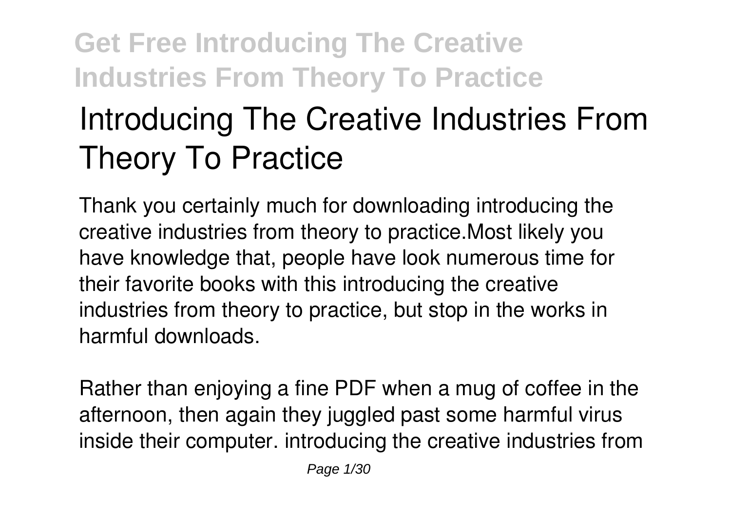# Introducing The Creative Industries From Theory To Practice

Thank you certainly much for downloading introducing the creative industries from theory to practice.Most likely you have knowledge that, people have look numerous time for their favorite books with this introducing the creative industries from theory to practice, but stop in the works in harmful downloads.

Rather than enjoying a fine PDF when a mug of coffee in the afternoon, then again they juggled past some harmful virus inside their computer. introducing the creative industries from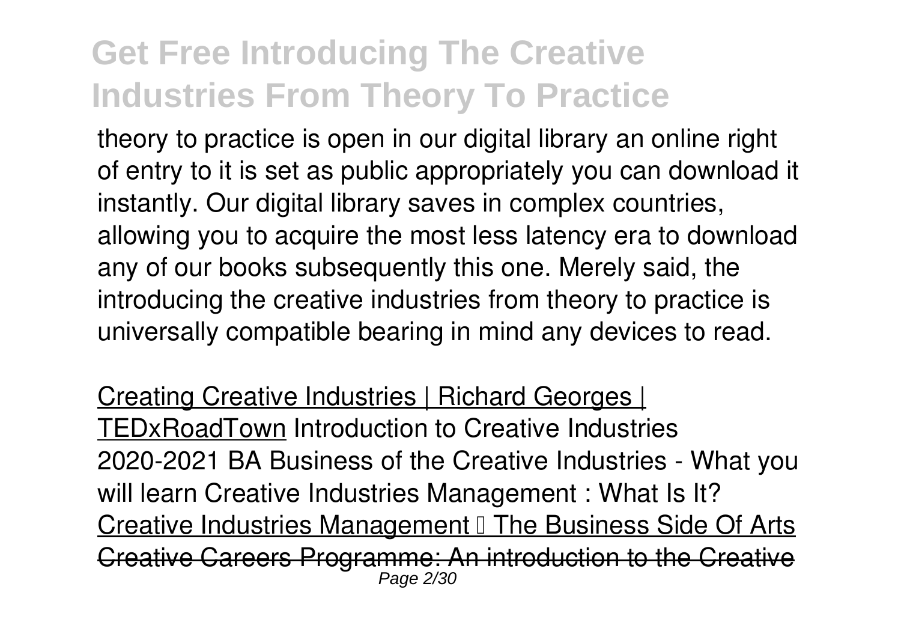theory to practice is open in our digital library an online right of entry to it is set as public appropriately you can download it instantly. Our digital library saves in complex countries, allowing you to acquire the most less latency era to download any of our books subsequently this one. Merely said, the introducing the creative industries from theory to practice is universally compatible bearing in mind any devices to read.

Creating Creative Industries | Richard Georges | TEDxRoadTown *Introduction to Creative Industries* *2020-2021 BA Business of the Creative Industries - What you will learn* *Creative Industries Management : What Is It?* Creative Industries Management – The Business Side Of Arts ~~Creative Careers Programme: An introduction to the Creative~~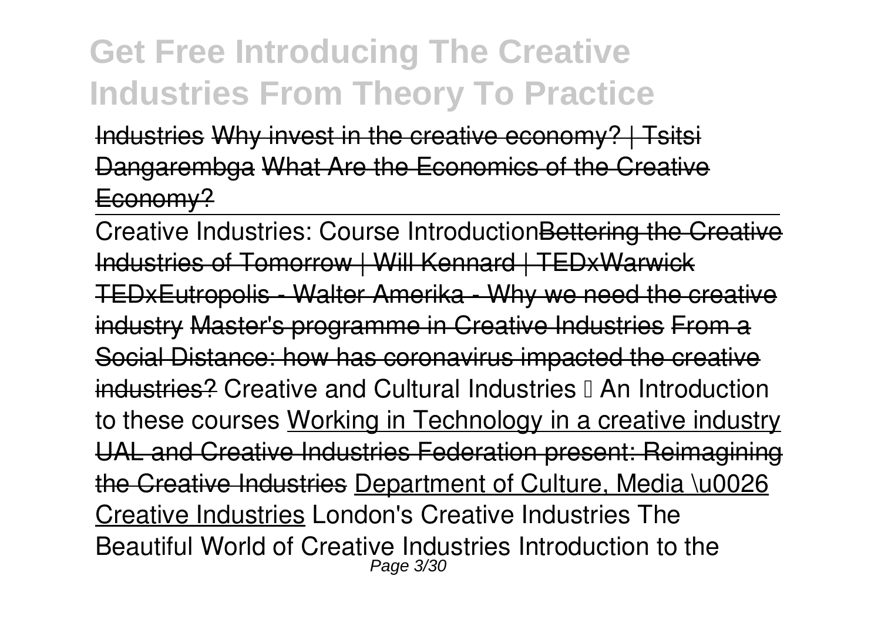# Get Free Introducing The Creative Industries From Theory To Practice

Industries ~~Why invest in the creative economy? | Tsitsi Dangarembga~~ ~~What Are the Economics of the Creative Economy?~~

Creative Industries: Course Introduction~~Bettering the Creative Industries of Tomorrow | Will Kennard | TEDxWarwick~~ ~~TEDxEutropolis - Walter Amerika - Why we need the creative industry~~ ~~Master's programme in Creative Industries~~ ~~From a Social Distance: how has coronavirus impacted the creative industries?~~ Creative and Cultural Industries – An Introduction to these courses Working in Technology in a creative industry ~~UAL and Creative Industries Federation present: Reimagining the Creative Industries~~ Department of Culture, Media \u0026 Creative Industries London's Creative Industries The Beautiful World of Creative Industries Introduction to the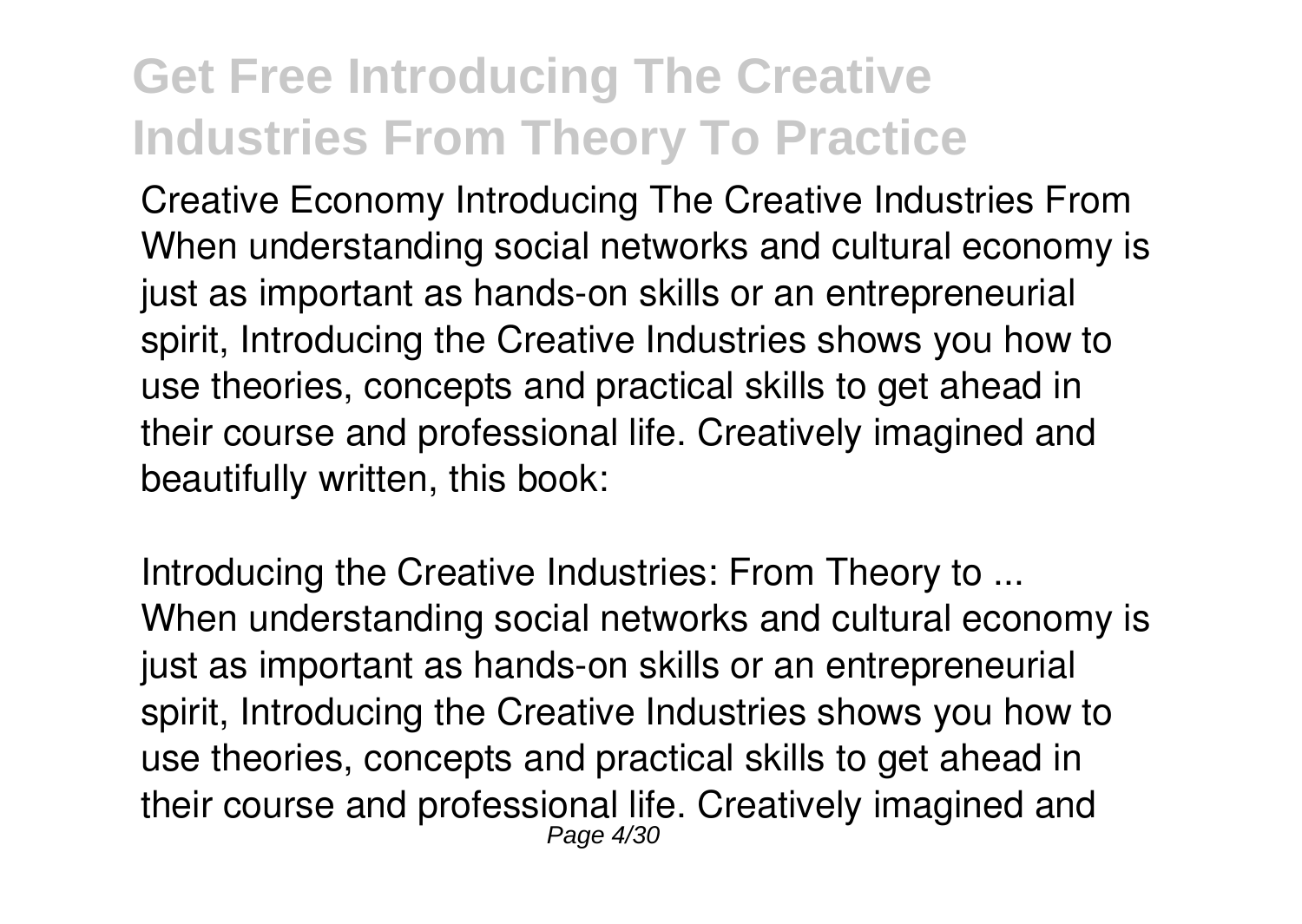*Creative Economy Introducing The Creative Industries From*
When understanding social networks and cultural economy is just as important as hands-on skills or an entrepreneurial spirit, Introducing the Creative Industries shows you how to use theories, concepts and practical skills to get ahead in their course and professional life. Creatively imagined and beautifully written, this book:

*Introducing the Creative Industries: From Theory to ...*
When understanding social networks and cultural economy is just as important as hands-on skills or an entrepreneurial spirit, Introducing the Creative Industries shows you how to use theories, concepts and practical skills to get ahead in their course and professional life. Creatively imagined and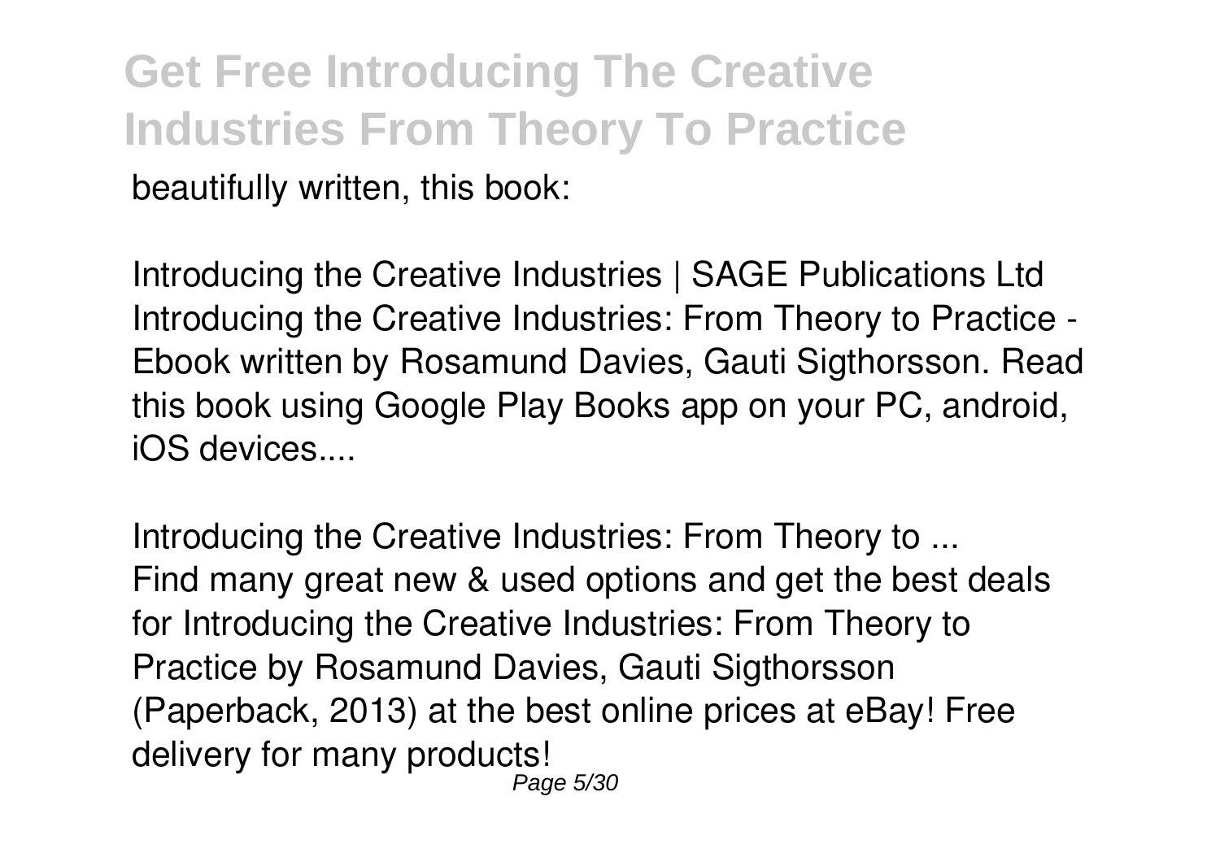beautifully written, this book:

*Introducing the Creative Industries | SAGE Publications Ltd*
Introducing the Creative Industries: From Theory to Practice - Ebook written by Rosamund Davies, Gauti Sigthorsson. Read this book using Google Play Books app on your PC, android, iOS devices....

*Introducing the Creative Industries: From Theory to ...*
Find many great new & used options and get the best deals for Introducing the Creative Industries: From Theory to Practice by Rosamund Davies, Gauti Sigthorsson (Paperback, 2013) at the best online prices at eBay! Free delivery for many products!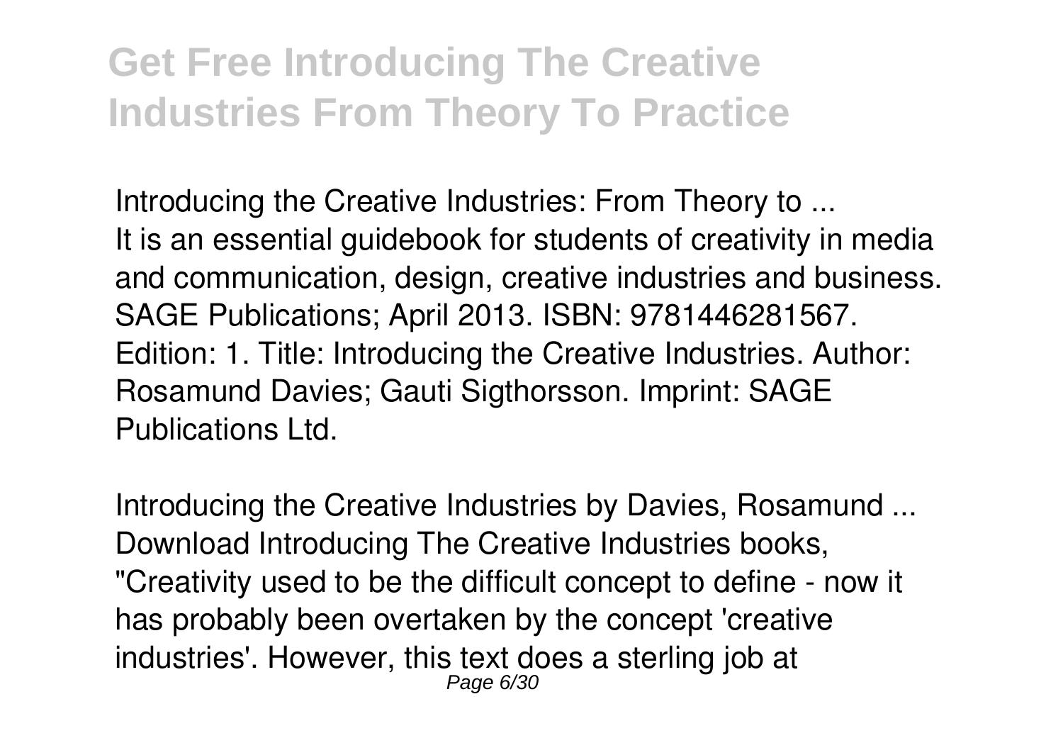*Introducing the Creative Industries: From Theory to ...*

It is an essential guidebook for students of creativity in media and communication, design, creative industries and business. SAGE Publications; April 2013. ISBN: 9781446281567. Edition: 1. Title: Introducing the Creative Industries. Author: Rosamund Davies; Gauti Sigthorsson. Imprint: SAGE Publications Ltd.

*Introducing the Creative Industries by Davies, Rosamund ...*

Download Introducing The Creative Industries books, "Creativity used to be the difficult concept to define - now it has probably been overtaken by the concept 'creative industries'. However, this text does a sterling job at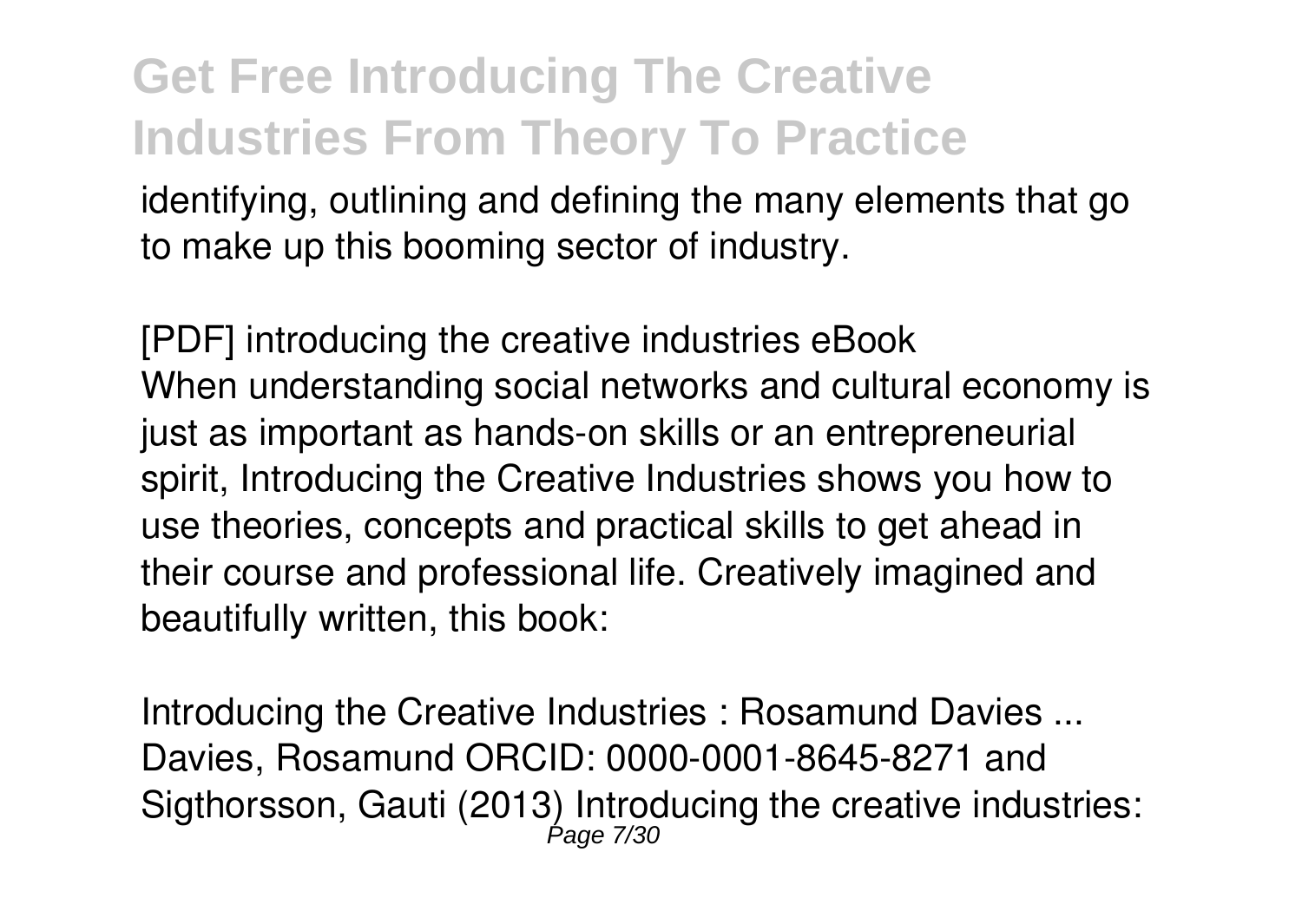identifying, outlining and defining the many elements that go to make up this booming sector of industry.

*[PDF] introducing the creative industries eBook*
When understanding social networks and cultural economy is just as important as hands-on skills or an entrepreneurial spirit, Introducing the Creative Industries shows you how to use theories, concepts and practical skills to get ahead in their course and professional life. Creatively imagined and beautifully written, this book:

*Introducing the Creative Industries : Rosamund Davies ...*
Davies, Rosamund ORCID: 0000-0001-8645-8271 and Sigthorsson, Gauti (2013) Introducing the creative industries: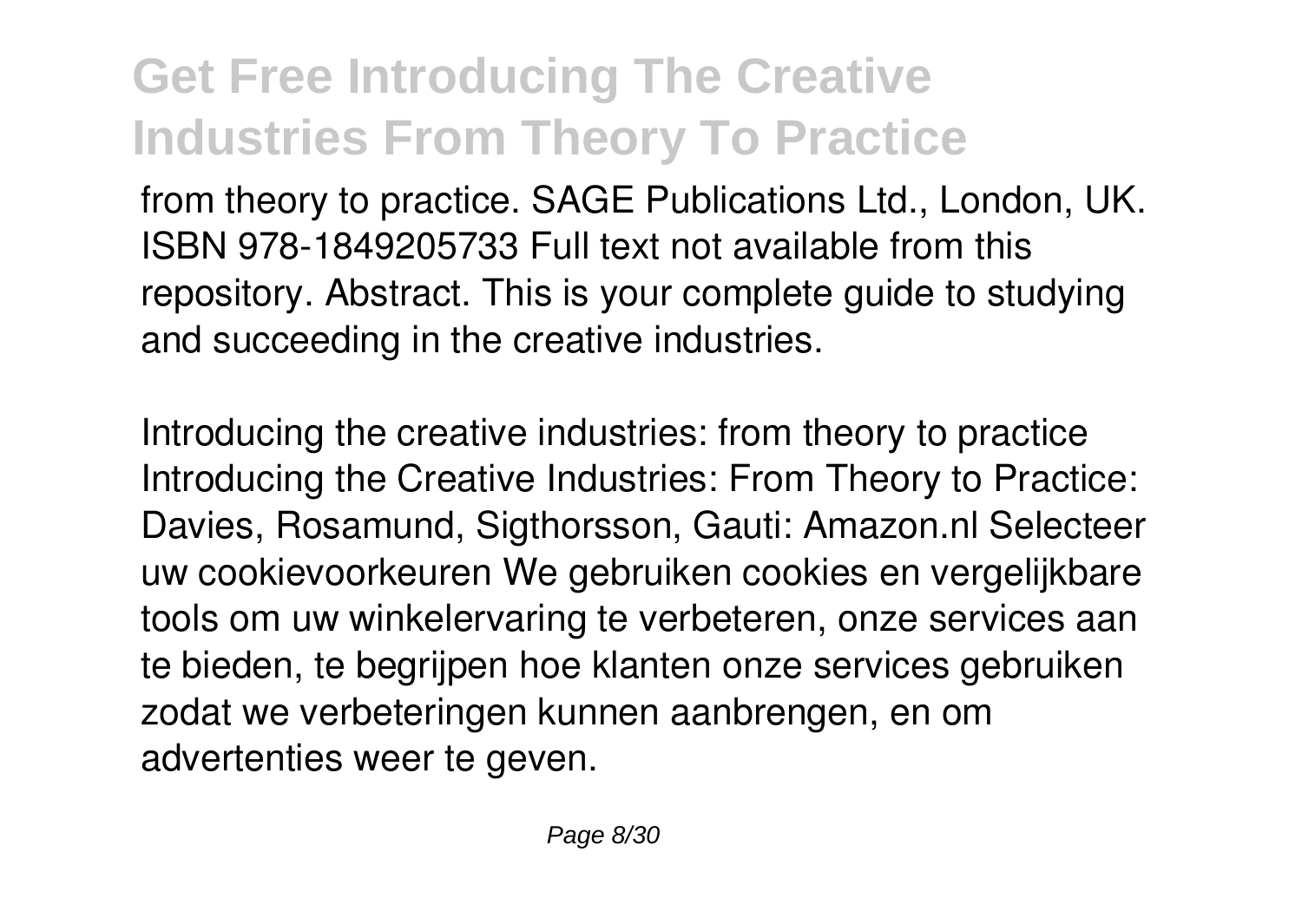from theory to practice. SAGE Publications Ltd., London, UK. ISBN 978-1849205733 Full text not available from this repository. Abstract. This is your complete guide to studying and succeeding in the creative industries.

Introducing the creative industries: from theory to practice Introducing the Creative Industries: From Theory to Practice: Davies, Rosamund, Sigthorsson, Gauti: Amazon.nl Selecteer uw cookievoorkeuren We gebruiken cookies en vergelijkbare tools om uw winkelervaring te verbeteren, onze services aan te bieden, te begrijpen hoe klanten onze services gebruiken zodat we verbeteringen kunnen aanbrengen, en om advertenties weer te geven.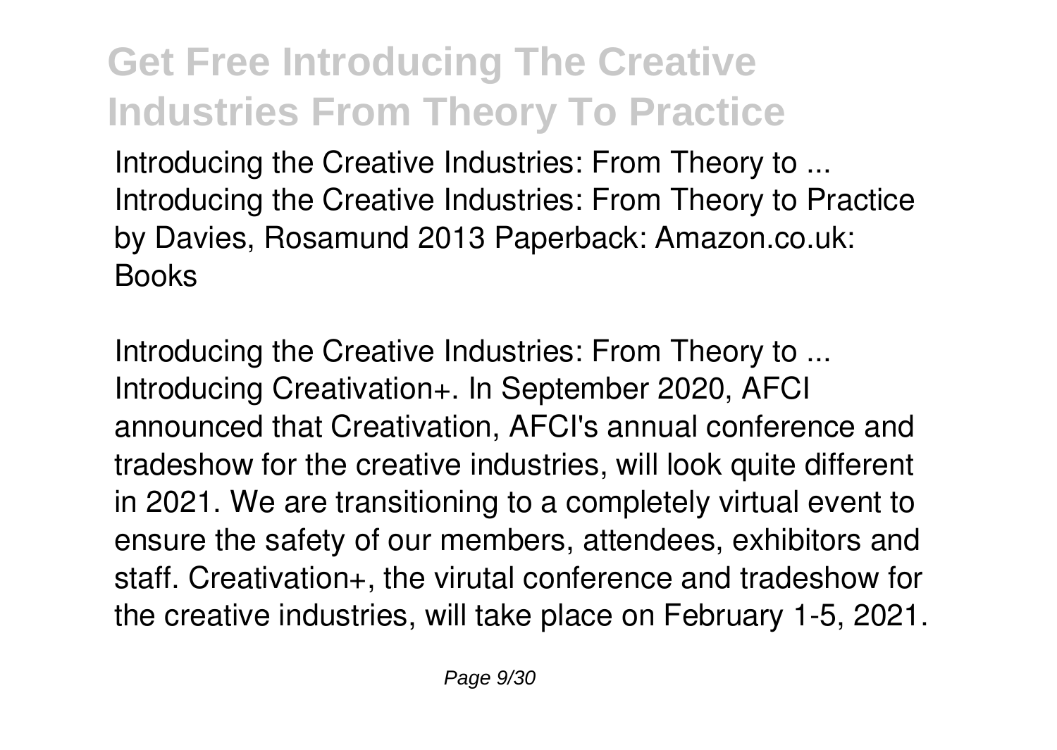Introducing the Creative Industries: From Theory to ...
Introducing the Creative Industries: From Theory to Practice by Davies, Rosamund 2013 Paperback: Amazon.co.uk: Books

Introducing the Creative Industries: From Theory to ...
Introducing Creativation+. In September 2020, AFCI announced that Creativation, AFCI's annual conference and tradeshow for the creative industries, will look quite different in 2021. We are transitioning to a completely virtual event to ensure the safety of our members, attendees, exhibitors and staff. Creativation+, the virutal conference and tradeshow for the creative industries, will take place on February 1-5, 2021.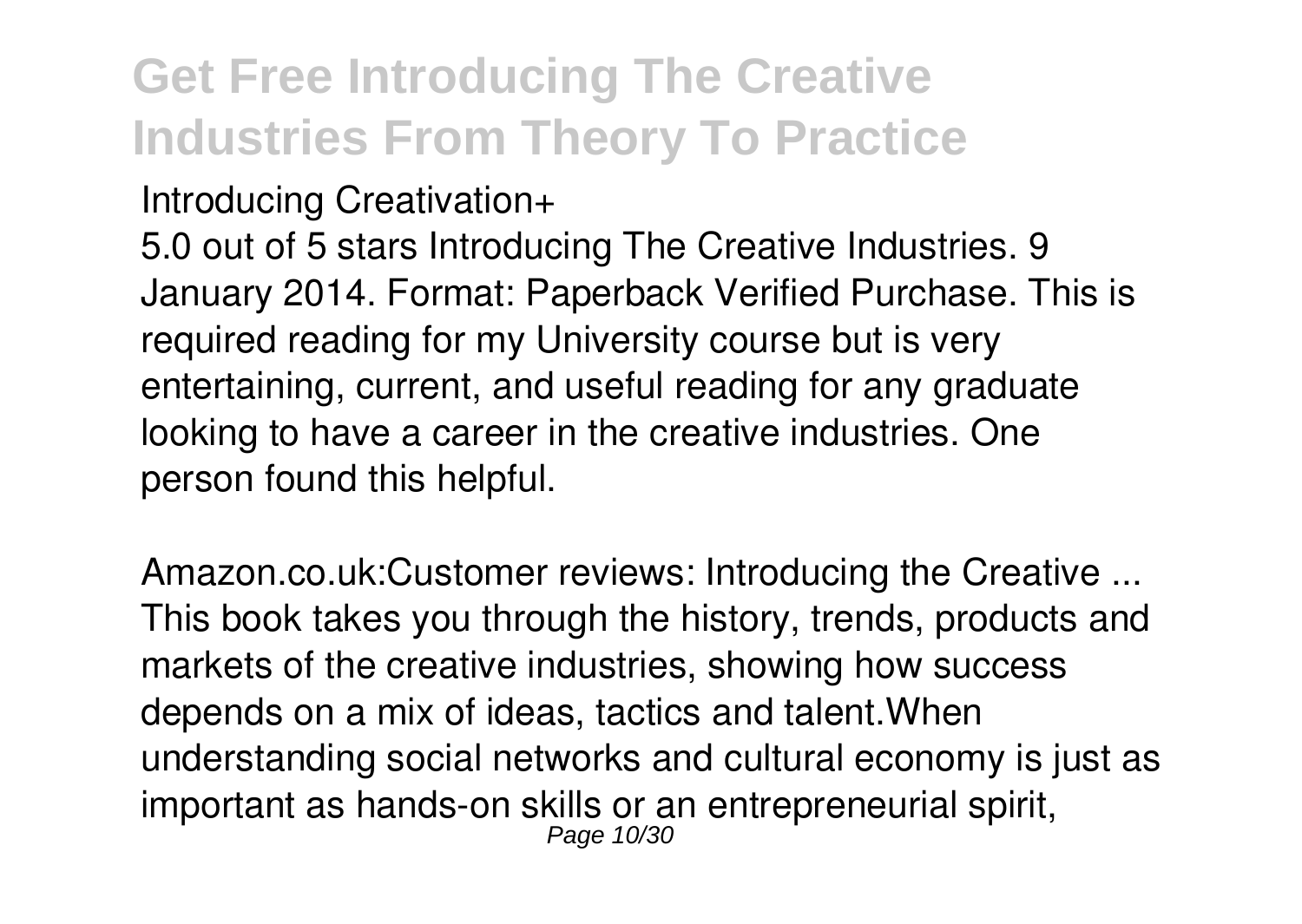Introducing Creativation+

5.0 out of 5 stars Introducing The Creative Industries. 9 January 2014. Format: Paperback Verified Purchase. This is required reading for my University course but is very entertaining, current, and useful reading for any graduate looking to have a career in the creative industries. One person found this helpful.

Amazon.co.uk:Customer reviews: Introducing the Creative ...

This book takes you through the history, trends, products and markets of the creative industries, showing how success depends on a mix of ideas, tactics and talent.When understanding social networks and cultural economy is just as important as hands-on skills or an entrepreneurial spirit,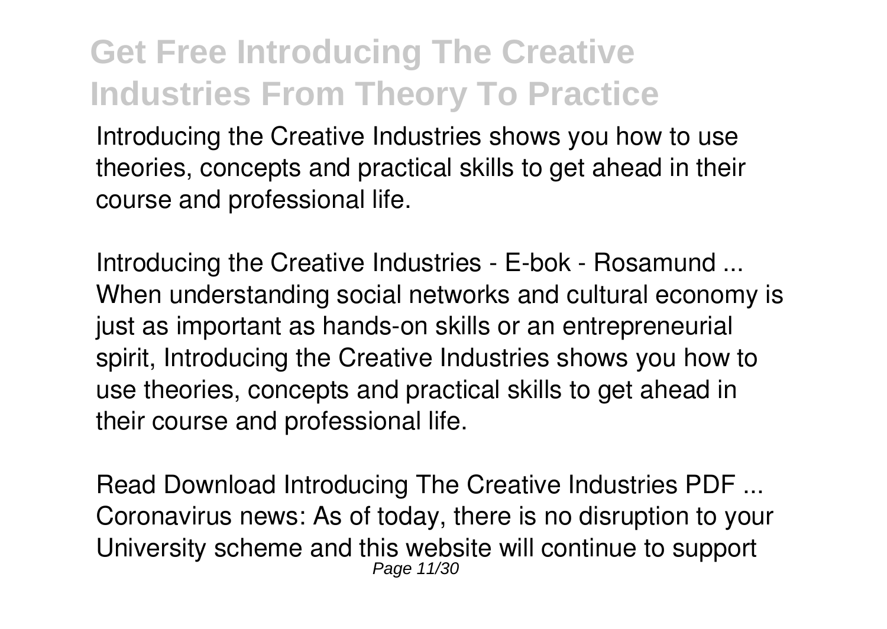Introducing the Creative Industries shows you how to use theories, concepts and practical skills to get ahead in their course and professional life.

*Introducing the Creative Industries - E-bok - Rosamund ...*
When understanding social networks and cultural economy is just as important as hands-on skills or an entrepreneurial spirit, Introducing the Creative Industries shows you how to use theories, concepts and practical skills to get ahead in their course and professional life.

*Read Download Introducing The Creative Industries PDF ...*
Coronavirus news: As of today, there is no disruption to your University scheme and this website will continue to support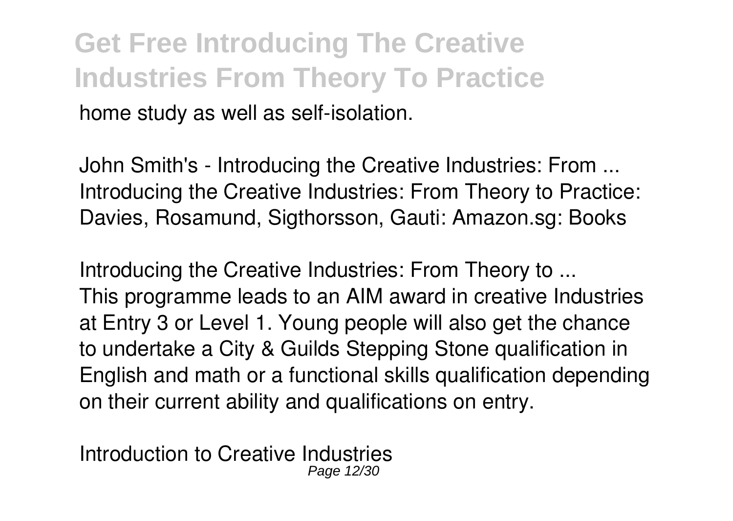home study as well as self-isolation.

*John Smith's - Introducing the Creative Industries: From ...*
Introducing the Creative Industries: From Theory to Practice: Davies, Rosamund, Sigthorsson, Gauti: Amazon.sg: Books

*Introducing the Creative Industries: From Theory to ...*
This programme leads to an AIM award in creative Industries at Entry 3 or Level 1. Young people will also get the chance to undertake a City & Guilds Stepping Stone qualification in English and math or a functional skills qualification depending on their current ability and qualifications on entry.

*Introduction to Creative Industries*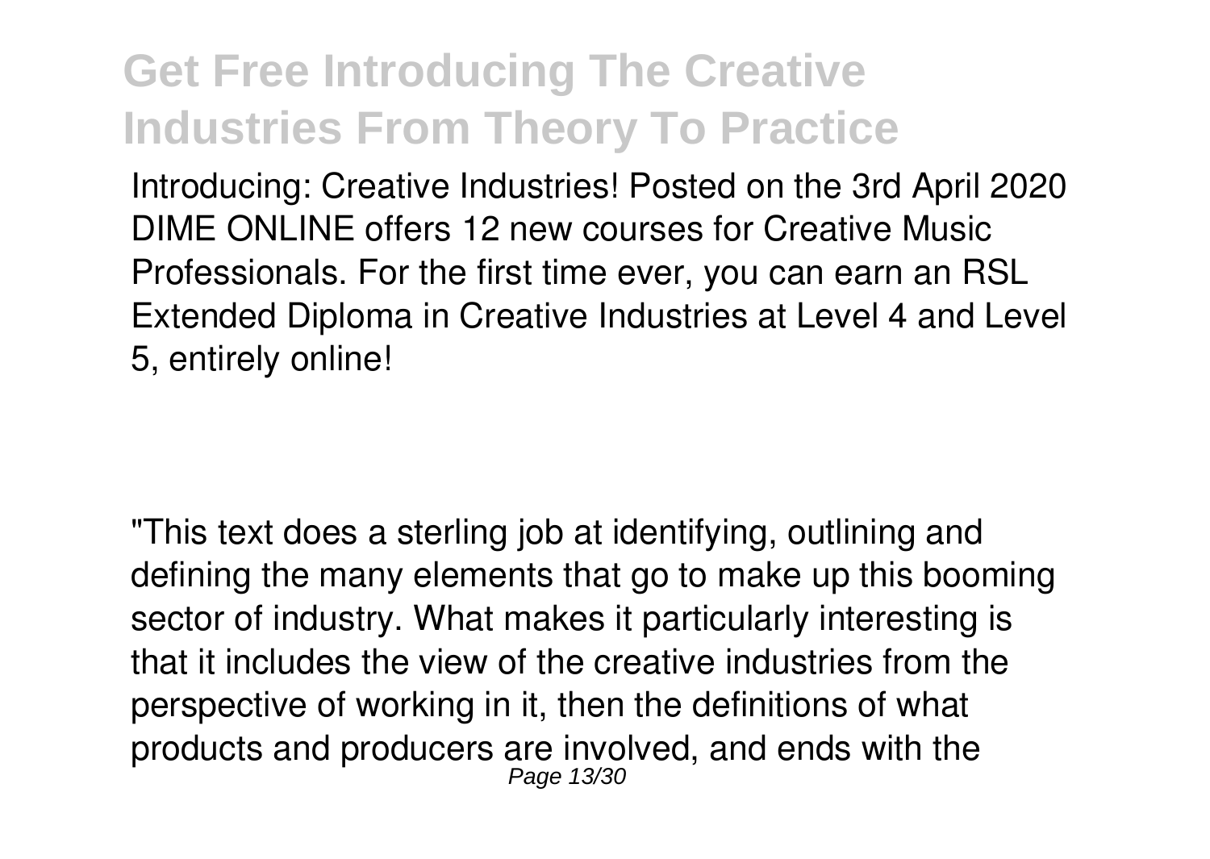Introducing: Creative Industries! Posted on the 3rd April 2020 DIME ONLINE offers 12 new courses for Creative Music Professionals. For the first time ever, you can earn an RSL Extended Diploma in Creative Industries at Level 4 and Level 5, entirely online!

"This text does a sterling job at identifying, outlining and defining the many elements that go to make up this booming sector of industry. What makes it particularly interesting is that it includes the view of the creative industries from the perspective of working in it, then the definitions of what products and producers are involved, and ends with the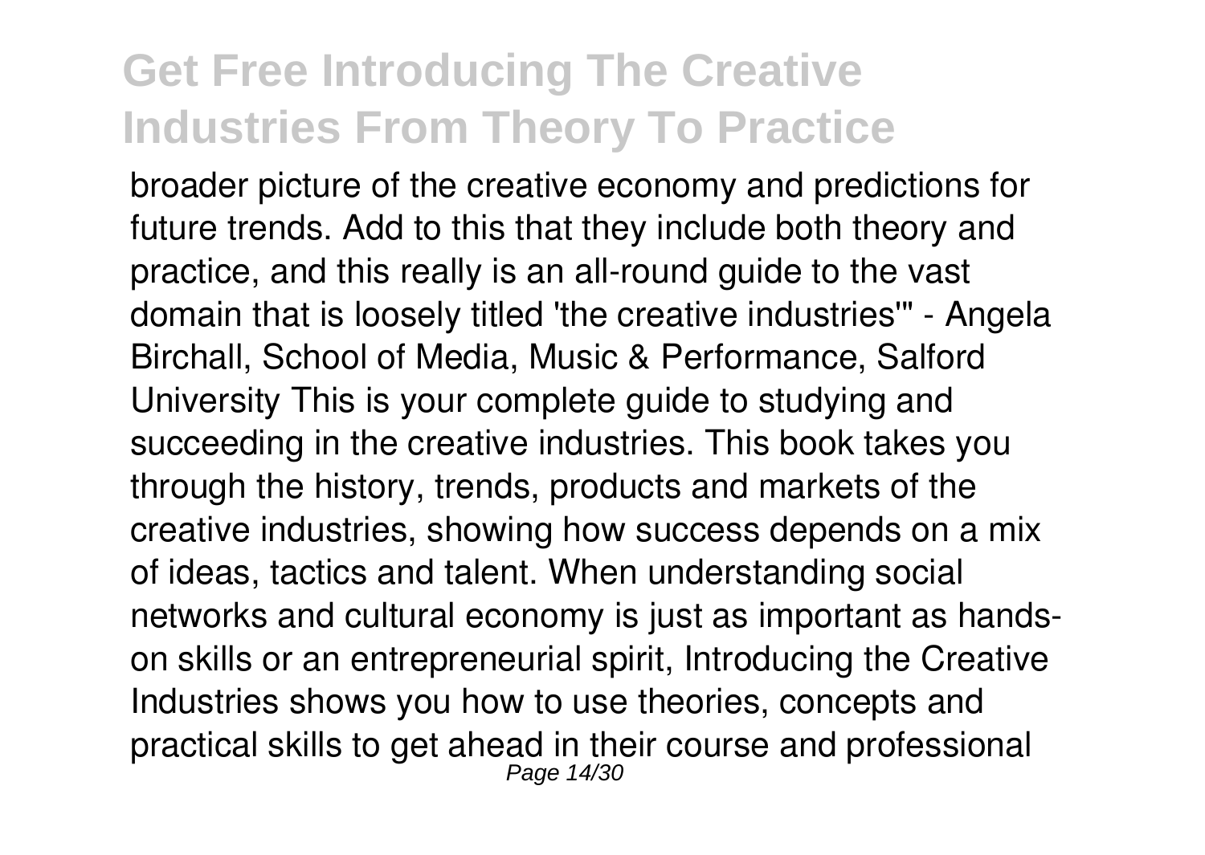broader picture of the creative economy and predictions for future trends. Add to this that they include both theory and practice, and this really is an all-round guide to the vast domain that is loosely titled 'the creative industries'" - Angela Birchall, School of Media, Music & Performance, Salford University This is your complete guide to studying and succeeding in the creative industries. This book takes you through the history, trends, products and markets of the creative industries, showing how success depends on a mix of ideas, tactics and talent. When understanding social networks and cultural economy is just as important as hands-on skills or an entrepreneurial spirit, Introducing the Creative Industries shows you how to use theories, concepts and practical skills to get ahead in their course and professional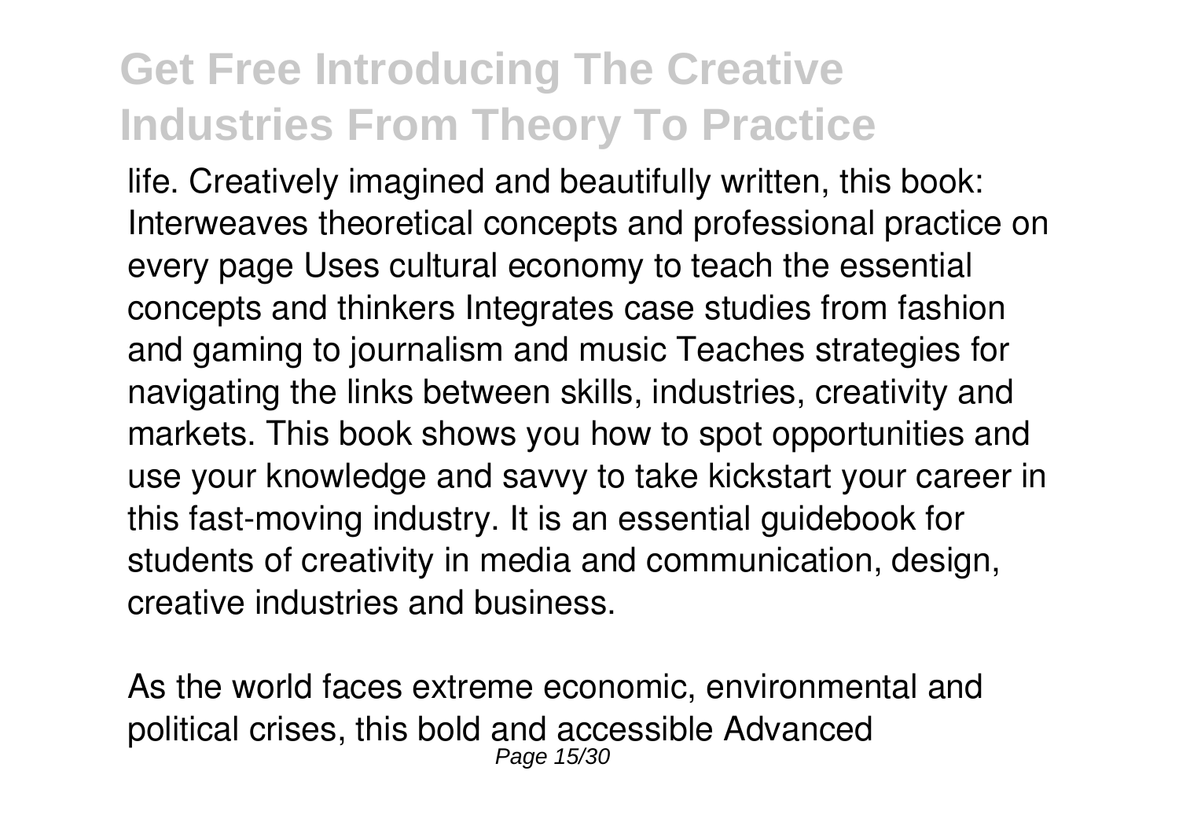life. Creatively imagined and beautifully written, this book: Interweaves theoretical concepts and professional practice on every page Uses cultural economy to teach the essential concepts and thinkers Integrates case studies from fashion and gaming to journalism and music Teaches strategies for navigating the links between skills, industries, creativity and markets. This book shows you how to spot opportunities and use your knowledge and savvy to take kickstart your career in this fast-moving industry. It is an essential guidebook for students of creativity in media and communication, design, creative industries and business.

As the world faces extreme economic, environmental and political crises, this bold and accessible Advanced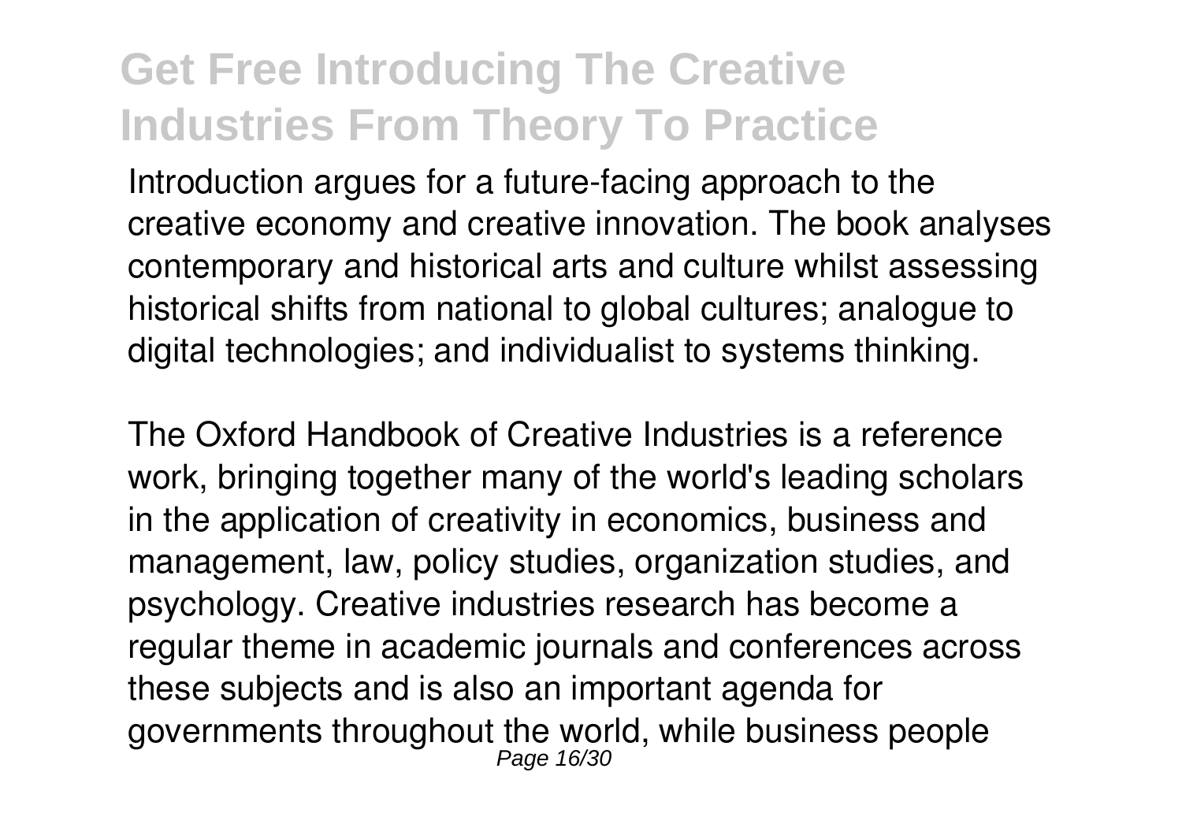Introduction argues for a future-facing approach to the creative economy and creative innovation. The book analyses contemporary and historical arts and culture whilst assessing historical shifts from national to global cultures; analogue to digital technologies; and individualist to systems thinking.

The Oxford Handbook of Creative Industries is a reference work, bringing together many of the world's leading scholars in the application of creativity in economics, business and management, law, policy studies, organization studies, and psychology. Creative industries research has become a regular theme in academic journals and conferences across these subjects and is also an important agenda for governments throughout the world, while business people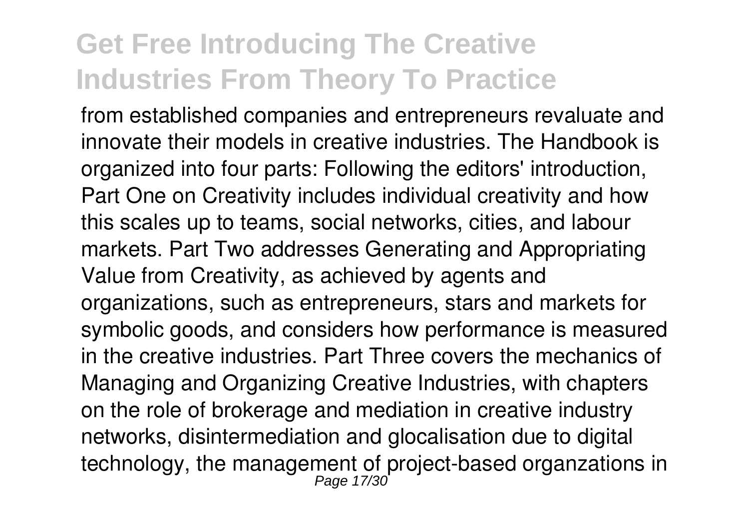from established companies and entrepreneurs revaluate and innovate their models in creative industries. The Handbook is organized into four parts: Following the editors' introduction, Part One on Creativity includes individual creativity and how this scales up to teams, social networks, cities, and labour markets. Part Two addresses Generating and Appropriating Value from Creativity, as achieved by agents and organizations, such as entrepreneurs, stars and markets for symbolic goods, and considers how performance is measured in the creative industries. Part Three covers the mechanics of Managing and Organizing Creative Industries, with chapters on the role of brokerage and mediation in creative industry networks, disintermediation and glocalisation due to digital technology, the management of project-based organzations in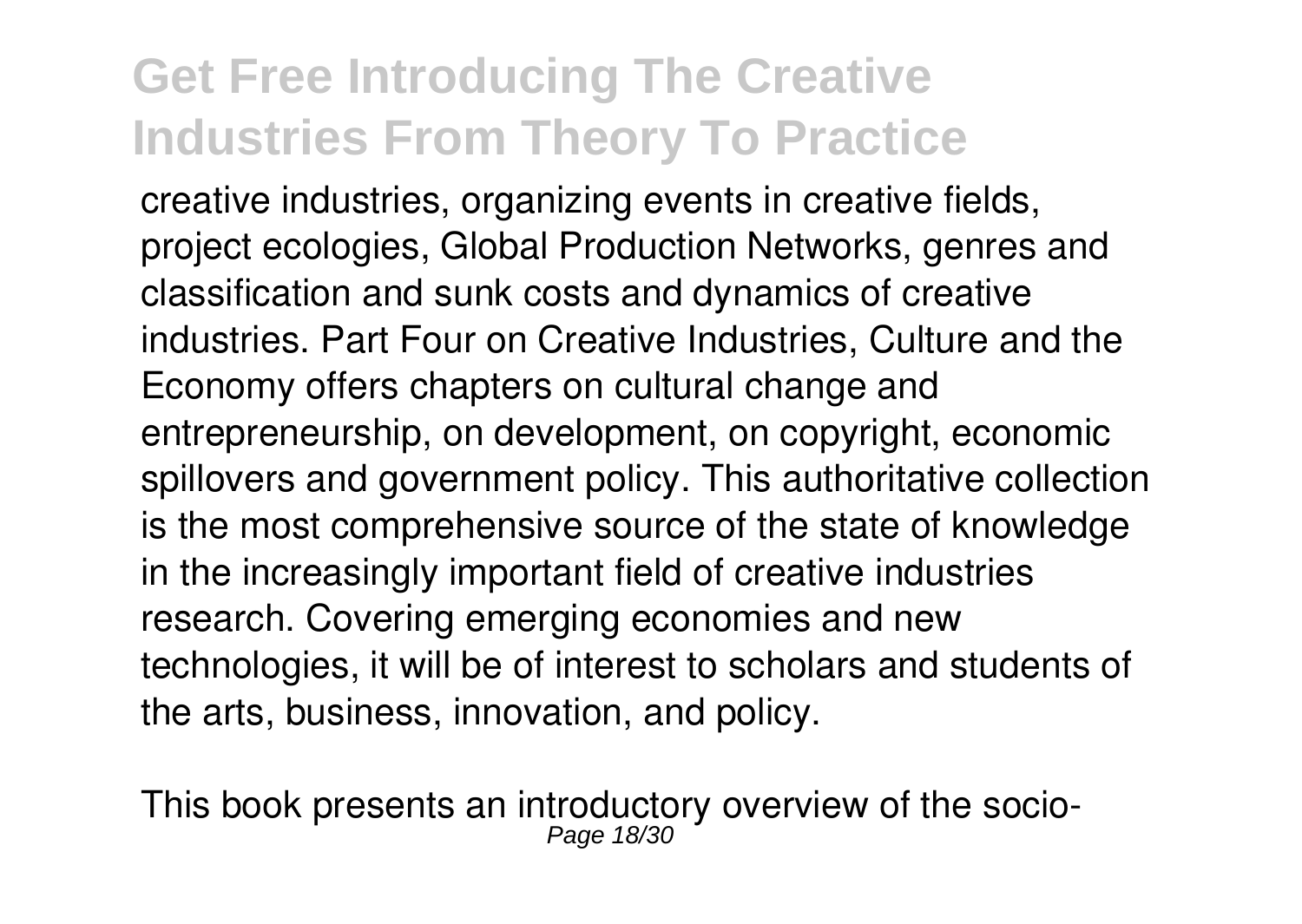creative industries, organizing events in creative fields, project ecologies, Global Production Networks, genres and classification and sunk costs and dynamics of creative industries. Part Four on Creative Industries, Culture and the Economy offers chapters on cultural change and entrepreneurship, on development, on copyright, economic spillovers and government policy. This authoritative collection is the most comprehensive source of the state of knowledge in the increasingly important field of creative industries research. Covering emerging economies and new technologies, it will be of interest to scholars and students of the arts, business, innovation, and policy.

This book presents an introductory overview of the socio-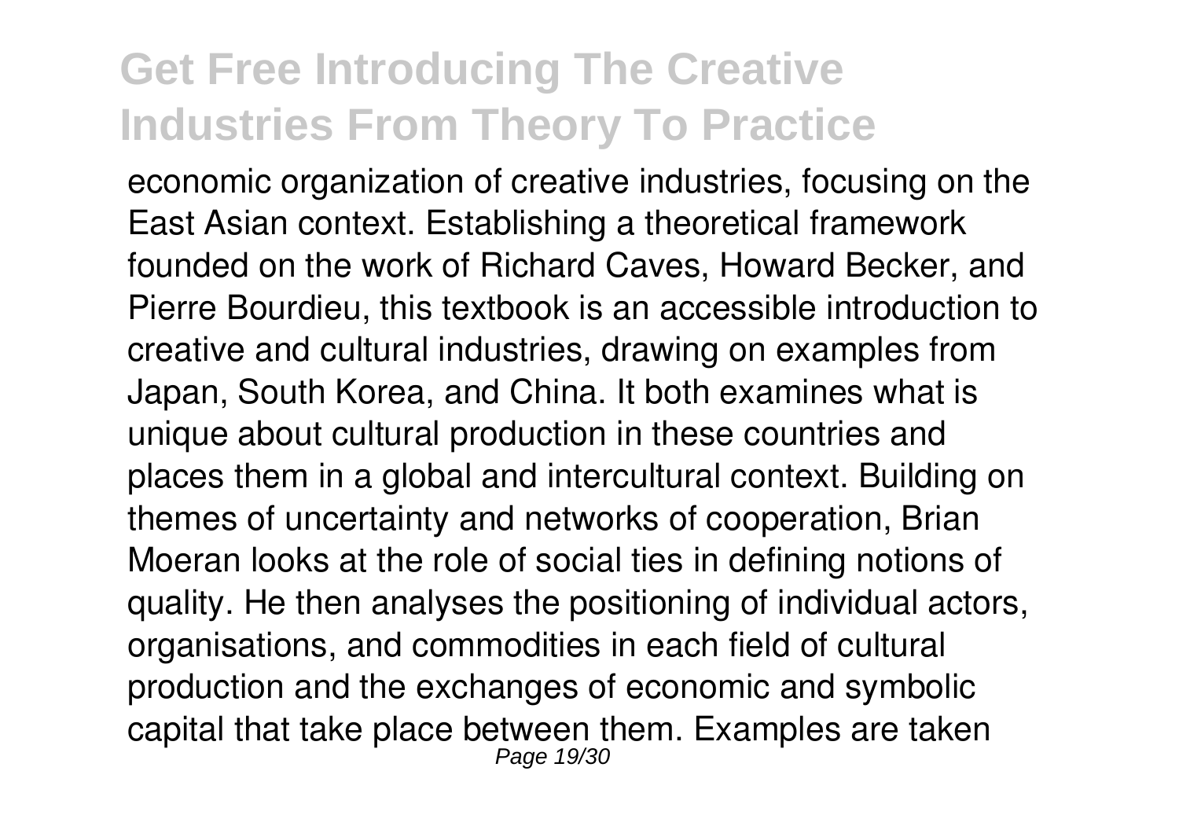economic organization of creative industries, focusing on the East Asian context. Establishing a theoretical framework founded on the work of Richard Caves, Howard Becker, and Pierre Bourdieu, this textbook is an accessible introduction to creative and cultural industries, drawing on examples from Japan, South Korea, and China. It both examines what is unique about cultural production in these countries and places them in a global and intercultural context. Building on themes of uncertainty and networks of cooperation, Brian Moeran looks at the role of social ties in defining notions of quality. He then analyses the positioning of individual actors, organisations, and commodities in each field of cultural production and the exchanges of economic and symbolic capital that take place between them. Examples are taken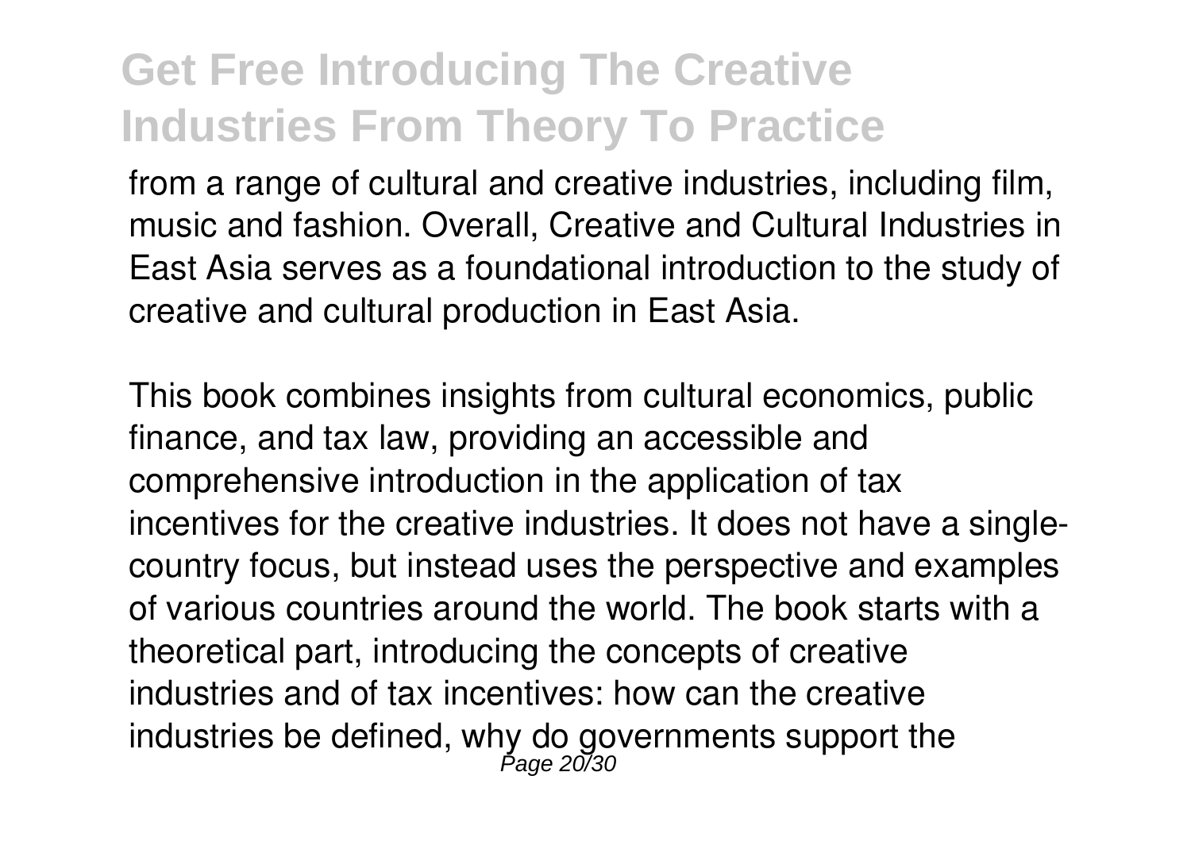from a range of cultural and creative industries, including film, music and fashion. Overall, Creative and Cultural Industries in East Asia serves as a foundational introduction to the study of creative and cultural production in East Asia.

This book combines insights from cultural economics, public finance, and tax law, providing an accessible and comprehensive introduction in the application of tax incentives for the creative industries. It does not have a single-country focus, but instead uses the perspective and examples of various countries around the world. The book starts with a theoretical part, introducing the concepts of creative industries and of tax incentives: how can the creative industries be defined, why do governments support the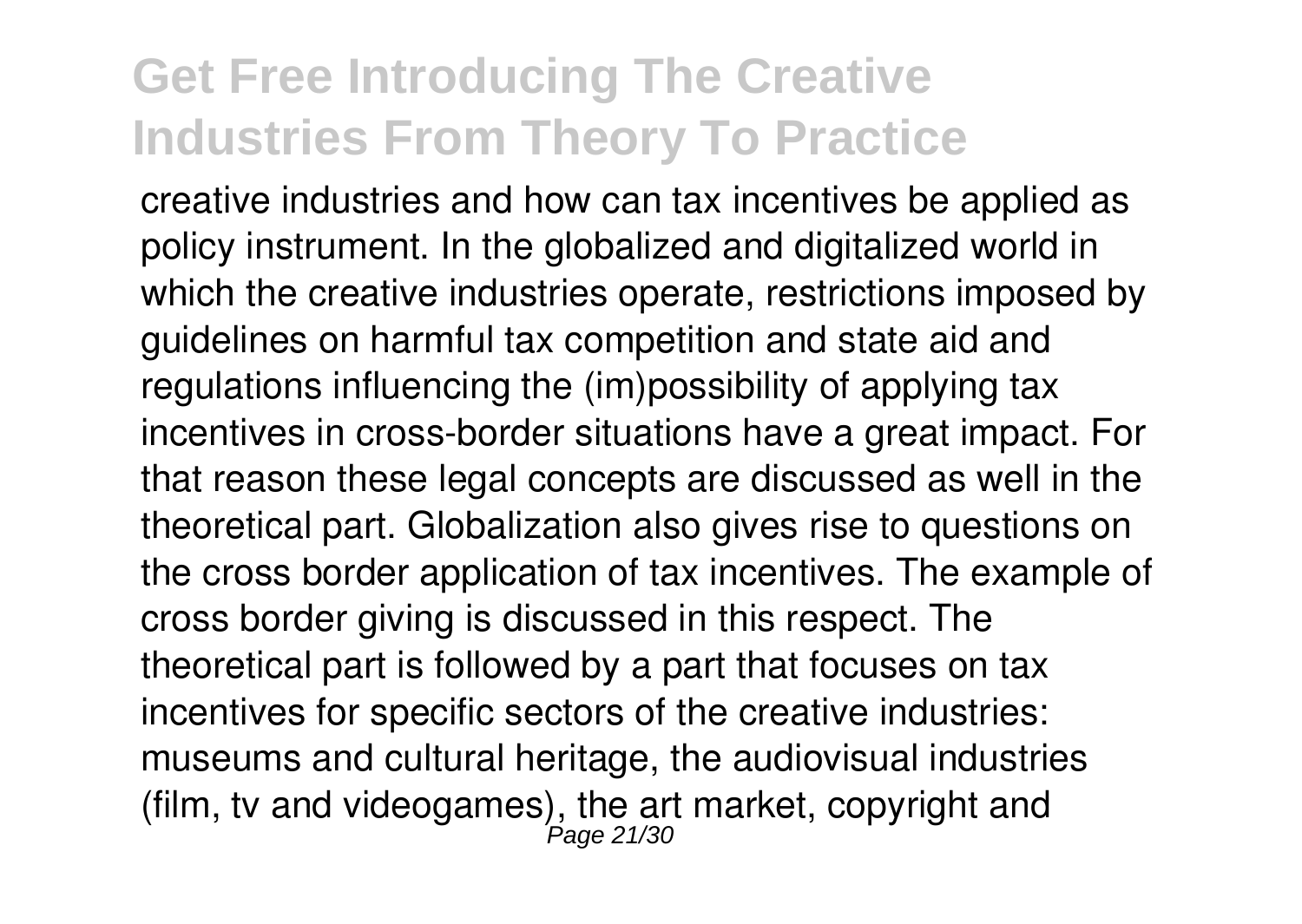creative industries and how can tax incentives be applied as policy instrument. In the globalized and digitalized world in which the creative industries operate, restrictions imposed by guidelines on harmful tax competition and state aid and regulations influencing the (im)possibility of applying tax incentives in cross-border situations have a great impact. For that reason these legal concepts are discussed as well in the theoretical part. Globalization also gives rise to questions on the cross border application of tax incentives. The example of cross border giving is discussed in this respect. The theoretical part is followed by a part that focuses on tax incentives for specific sectors of the creative industries: museums and cultural heritage, the audiovisual industries (film, tv and videogames), the art market, copyright and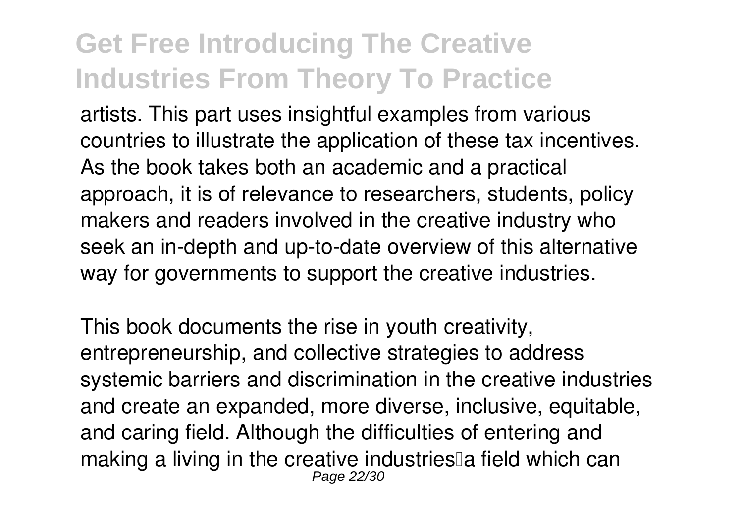artists. This part uses insightful examples from various countries to illustrate the application of these tax incentives. As the book takes both an academic and a practical approach, it is of relevance to researchers, students, policy makers and readers involved in the creative industry who seek an in-depth and up-to-date overview of this alternative way for governments to support the creative industries.

This book documents the rise in youth creativity, entrepreneurship, and collective strategies to address systemic barriers and discrimination in the creative industries and create an expanded, more diverse, inclusive, equitable, and caring field. Although the difficulties of entering and making a living in the creative industries�a field which can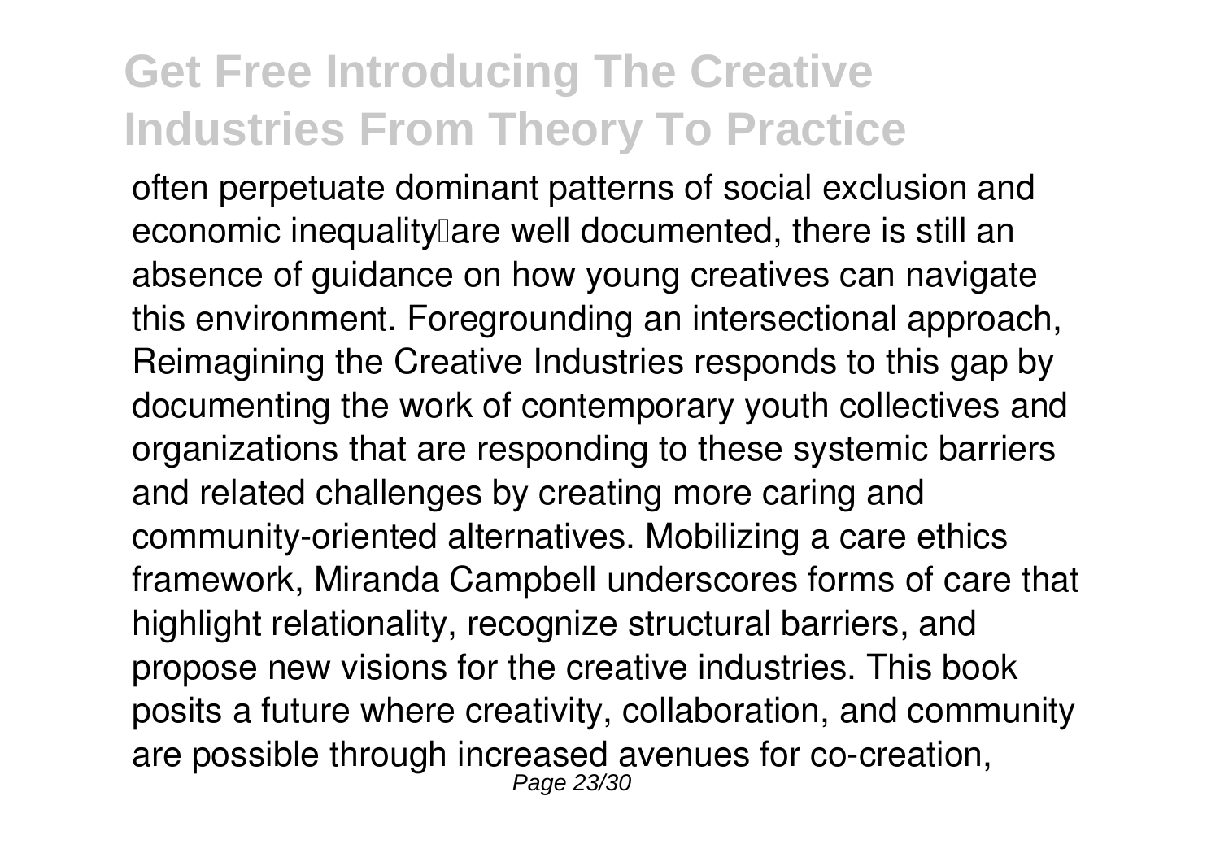often perpetuate dominant patterns of social exclusion and economic inequality—are well documented, there is still an absence of guidance on how young creatives can navigate this environment. Foregrounding an intersectional approach, Reimagining the Creative Industries responds to this gap by documenting the work of contemporary youth collectives and organizations that are responding to these systemic barriers and related challenges by creating more caring and community-oriented alternatives. Mobilizing a care ethics framework, Miranda Campbell underscores forms of care that highlight relationality, recognize structural barriers, and propose new visions for the creative industries. This book posits a future where creativity, collaboration, and community are possible through increased avenues for co-creation,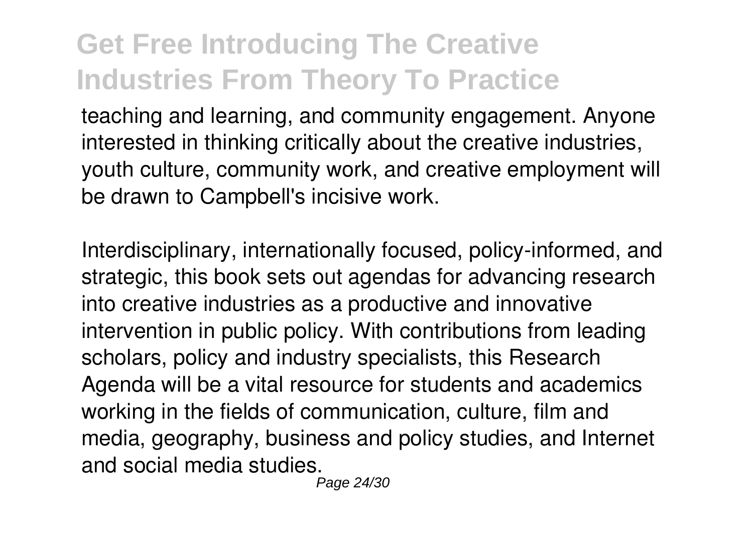teaching and learning, and community engagement. Anyone interested in thinking critically about the creative industries, youth culture, community work, and creative employment will be drawn to Campbell's incisive work.

Interdisciplinary, internationally focused, policy-informed, and strategic, this book sets out agendas for advancing research into creative industries as a productive and innovative intervention in public policy. With contributions from leading scholars, policy and industry specialists, this Research Agenda will be a vital resource for students and academics working in the fields of communication, culture, film and media, geography, business and policy studies, and Internet and social media studies.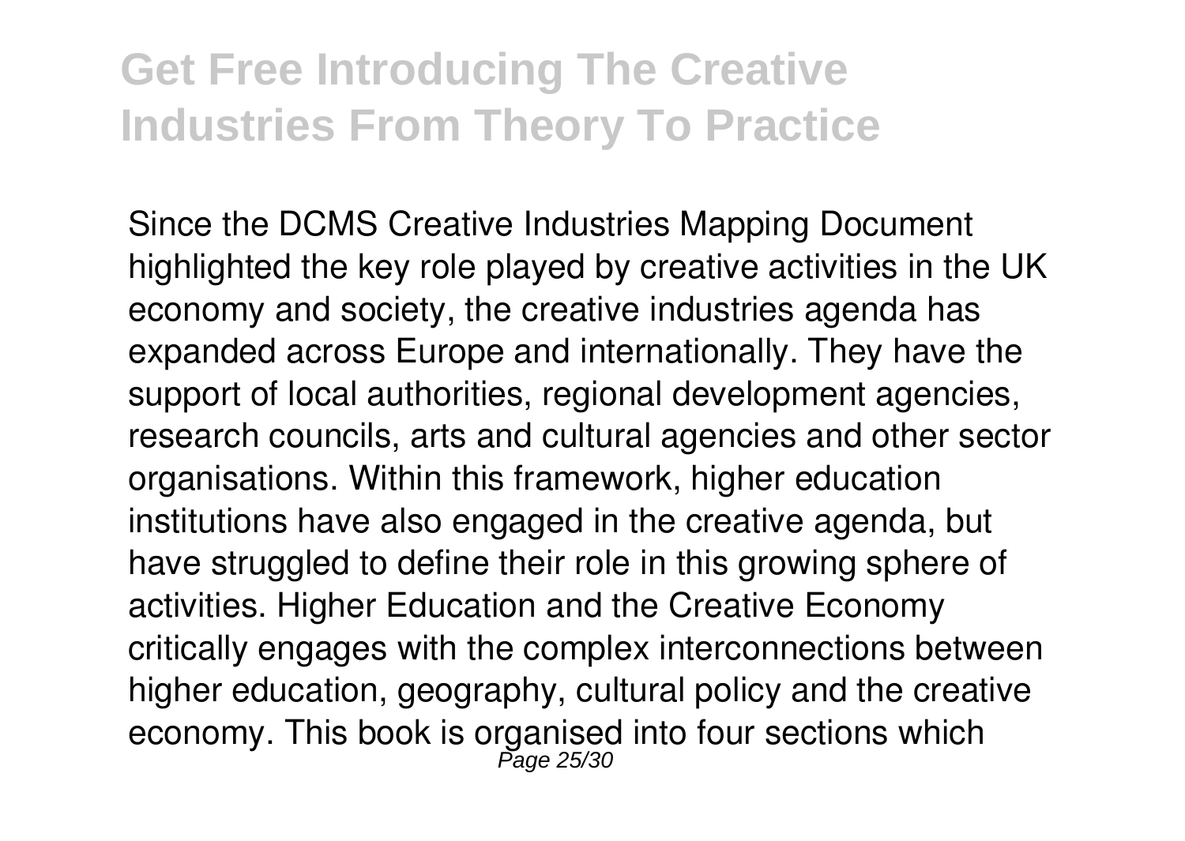Since the DCMS Creative Industries Mapping Document highlighted the key role played by creative activities in the UK economy and society, the creative industries agenda has expanded across Europe and internationally. They have the support of local authorities, regional development agencies, research councils, arts and cultural agencies and other sector organisations. Within this framework, higher education institutions have also engaged in the creative agenda, but have struggled to define their role in this growing sphere of activities. Higher Education and the Creative Economy critically engages with the complex interconnections between higher education, geography, cultural policy and the creative economy. This book is organised into four sections which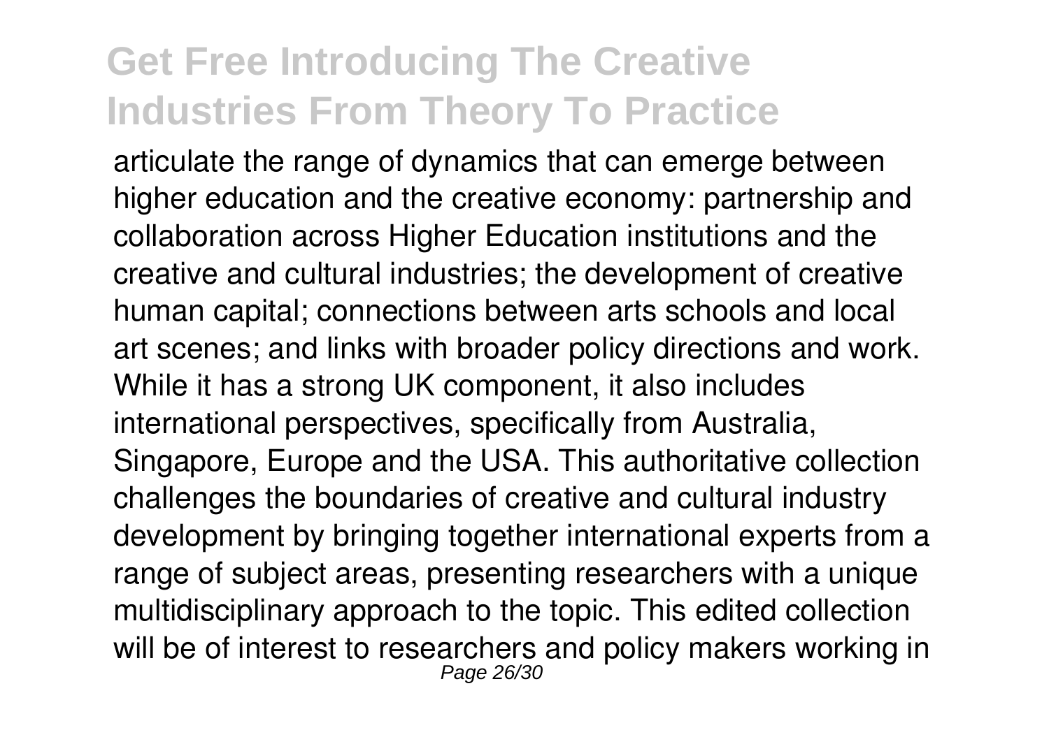articulate the range of dynamics that can emerge between higher education and the creative economy: partnership and collaboration across Higher Education institutions and the creative and cultural industries; the development of creative human capital; connections between arts schools and local art scenes; and links with broader policy directions and work. While it has a strong UK component, it also includes international perspectives, specifically from Australia, Singapore, Europe and the USA. This authoritative collection challenges the boundaries of creative and cultural industry development by bringing together international experts from a range of subject areas, presenting researchers with a unique multidisciplinary approach to the topic. This edited collection will be of interest to researchers and policy makers working in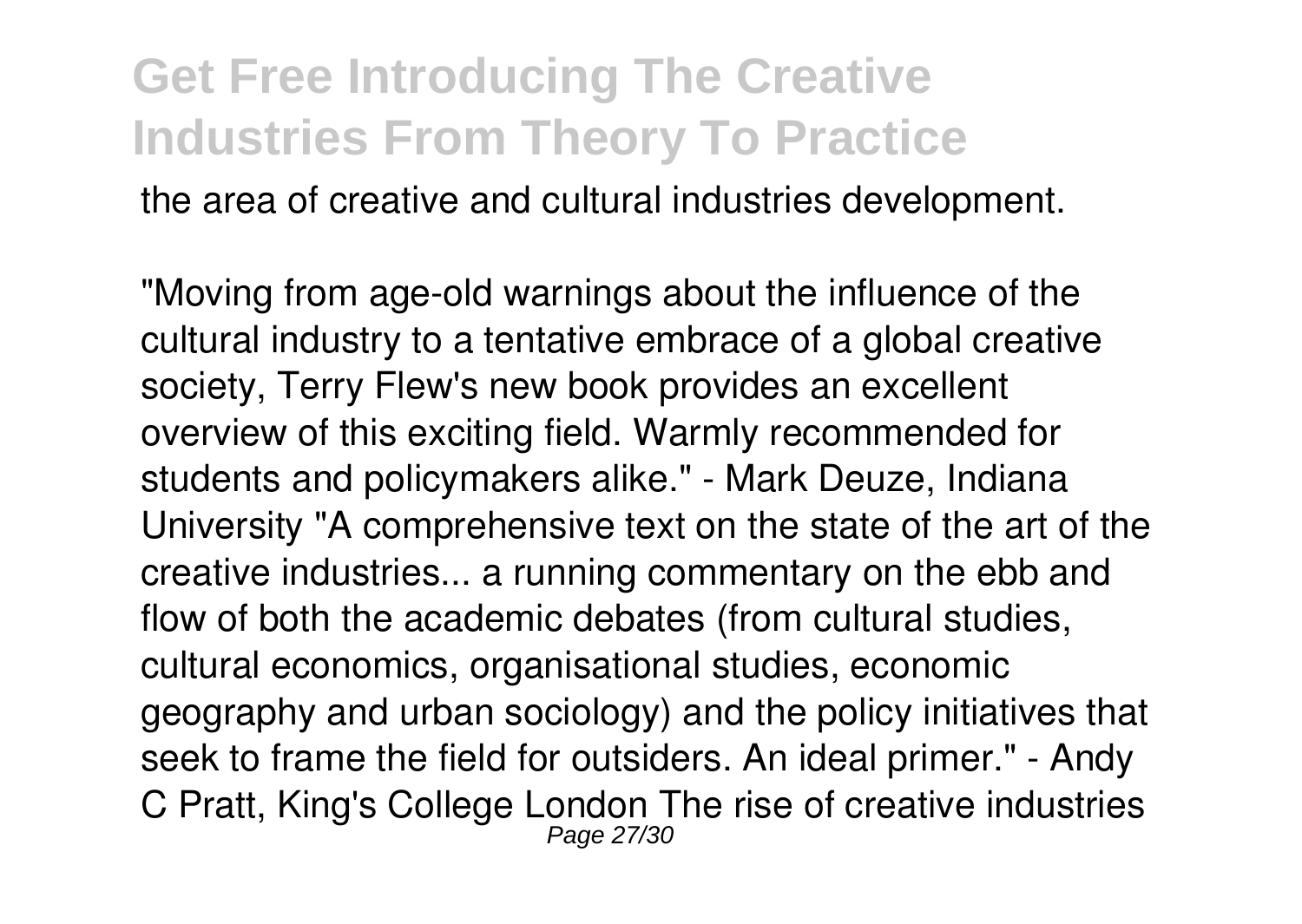the area of creative and cultural industries development.

"Moving from age-old warnings about the influence of the cultural industry to a tentative embrace of a global creative society, Terry Flew's new book provides an excellent overview of this exciting field. Warmly recommended for students and policymakers alike." - Mark Deuze, Indiana University "A comprehensive text on the state of the art of the creative industries... a running commentary on the ebb and flow of both the academic debates (from cultural studies, cultural economics, organisational studies, economic geography and urban sociology) and the policy initiatives that seek to frame the field for outsiders. An ideal primer." - Andy C Pratt, King's College London The rise of creative industries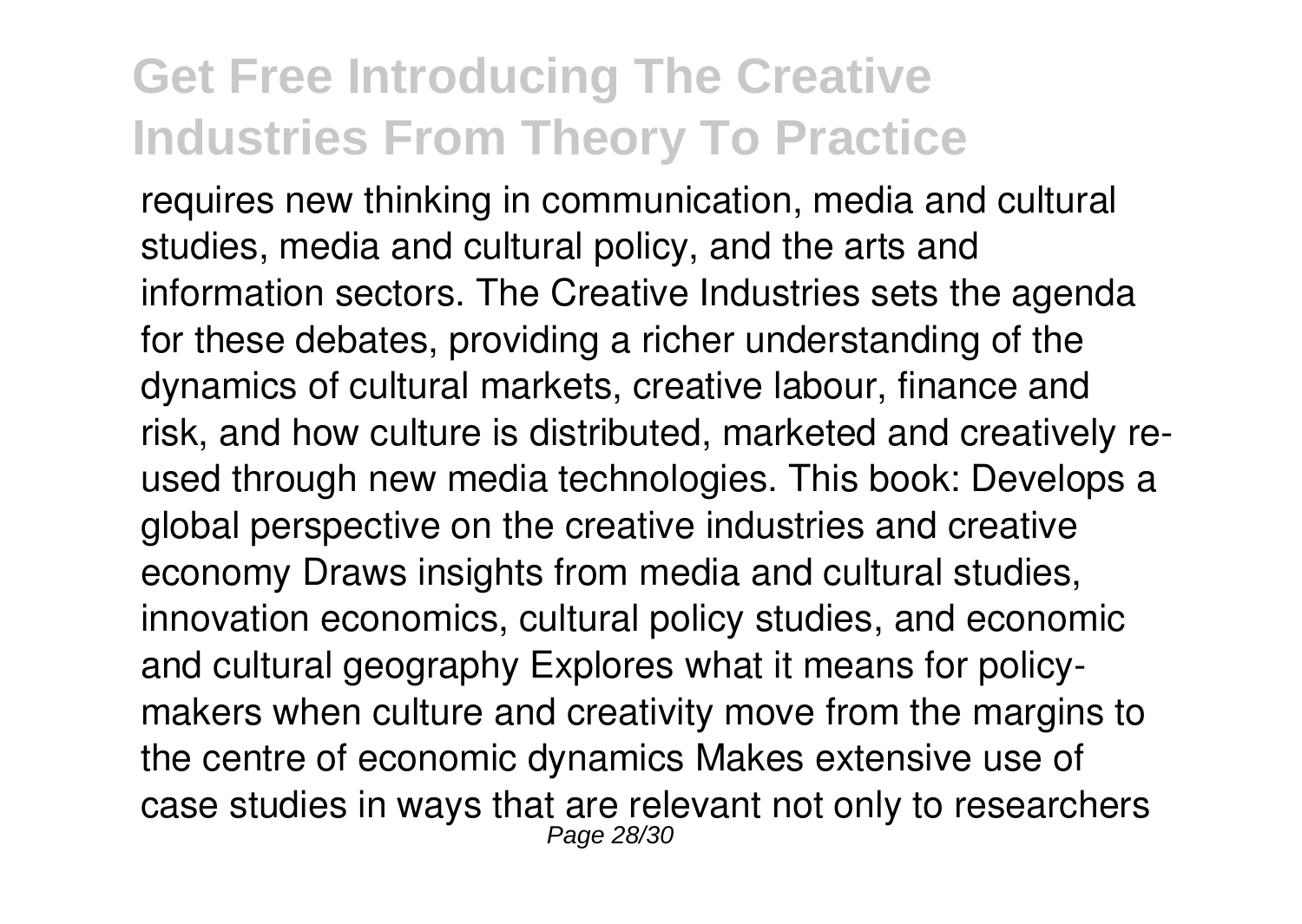requires new thinking in communication, media and cultural studies, media and cultural policy, and the arts and information sectors. The Creative Industries sets the agenda for these debates, providing a richer understanding of the dynamics of cultural markets, creative labour, finance and risk, and how culture is distributed, marketed and creatively re-used through new media technologies. This book: Develops a global perspective on the creative industries and creative economy Draws insights from media and cultural studies, innovation economics, cultural policy studies, and economic and cultural geography Explores what it means for policy-makers when culture and creativity move from the margins to the centre of economic dynamics Makes extensive use of case studies in ways that are relevant not only to researchers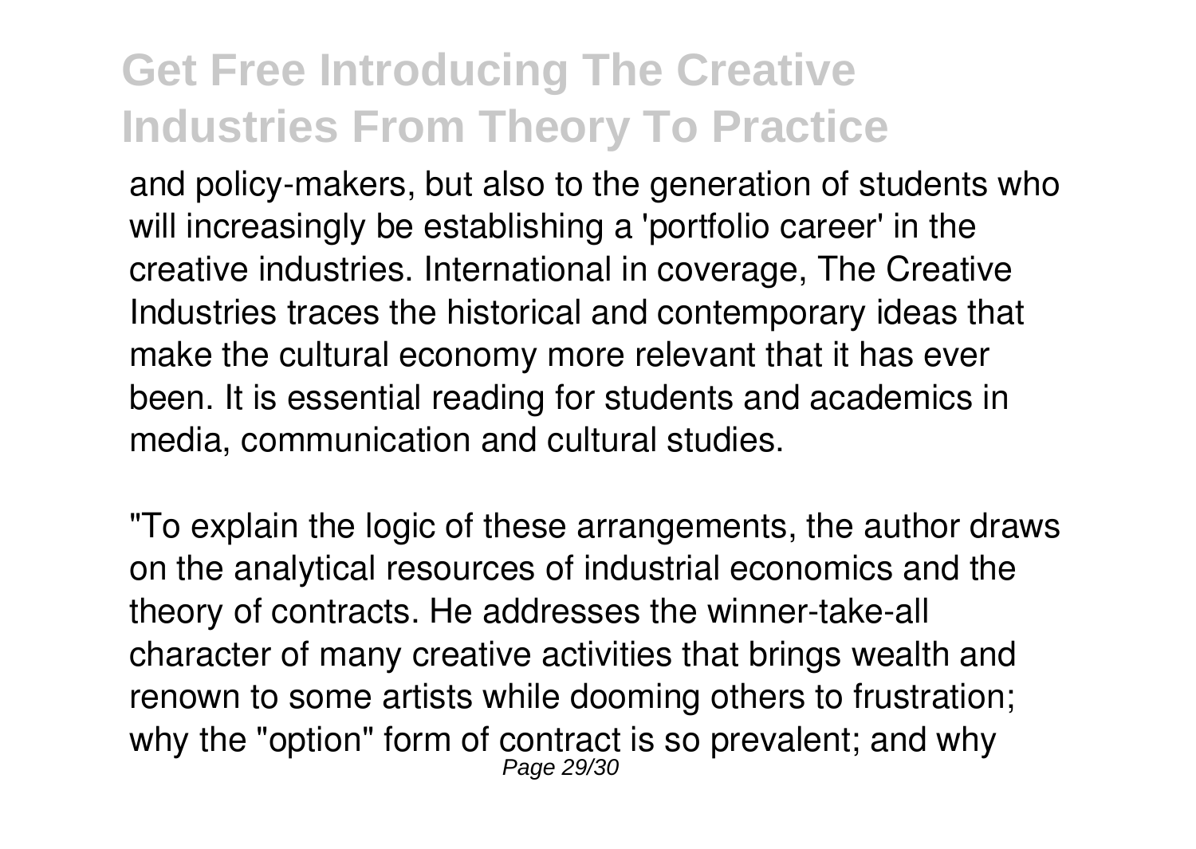and policy-makers, but also to the generation of students who will increasingly be establishing a 'portfolio career' in the creative industries. International in coverage, The Creative Industries traces the historical and contemporary ideas that make the cultural economy more relevant that it has ever been. It is essential reading for students and academics in media, communication and cultural studies.

"To explain the logic of these arrangements, the author draws on the analytical resources of industrial economics and the theory of contracts. He addresses the winner-take-all character of many creative activities that brings wealth and renown to some artists while dooming others to frustration; why the "option" form of contract is so prevalent; and why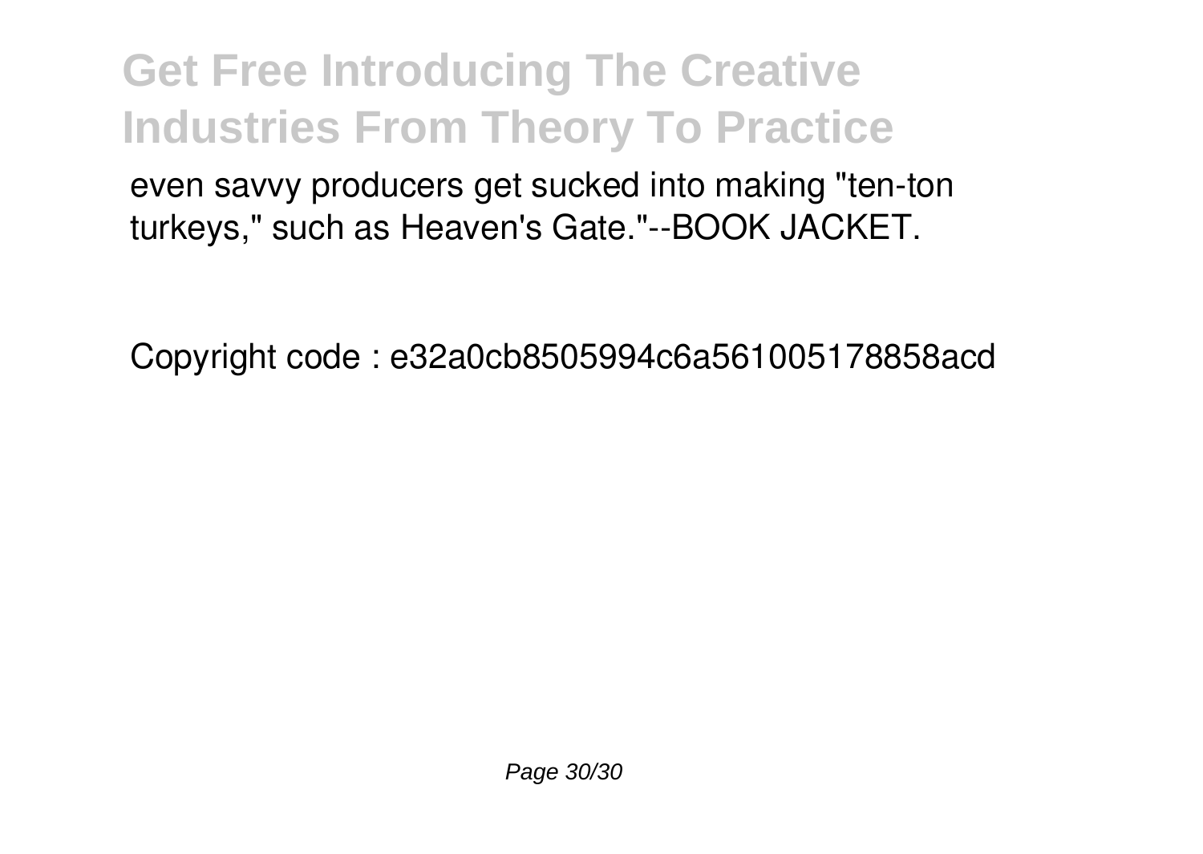even savvy producers get sucked into making "ten-ton turkeys," such as Heaven's Gate."--BOOK JACKET.

Copyright code : e32a0cb8505994c6a561005178858acd